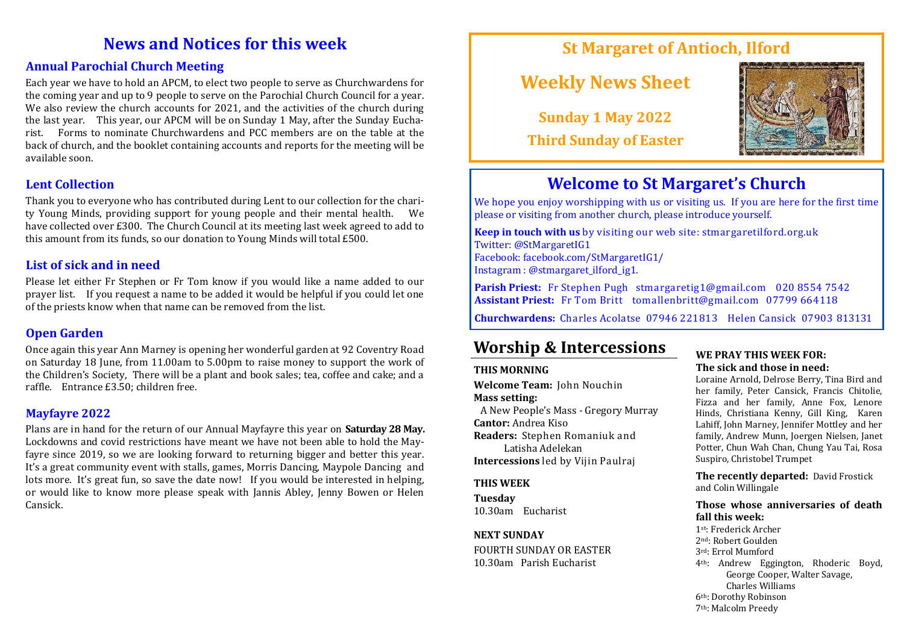# News and Notices for this week

## Annual Parochial Church Meeting

Each year we have to hold an APCM, to elect two people to serve as Churchwardens for the coming year and up to 9 people to serve on the Parochial Church Council for a year. We also review the church accounts for 2021, and the activities of the church during the last year. This year, our APCM will be on Sunday 1 May, after the Sunday Eucharist. Forms to nominate Churchwardens and PCC members are on the table at the back of church, and the booklet containing accounts and reports for the meeting will be available soon.

## Lent Collection

Thank you to everyone who has contributed during Lent to our collection for the charity Young Minds, providing support for young people and their mental health. We have collected over £300. The Church Council at its meeting last week agreed to add to this amount from its funds, so our donation to Young Minds will total £500.

## List of sick and in need

Please let either Fr Stephen or Fr Tom know if you would like a name added to our prayer list. If you request a name to be added it would be helpful if you could let one of the priests know when that name can be removed from the list.

## Open Garden

Once again this year Ann Marney is opening her wonderful garden at 92 Coventry Road on Saturday 18 June, from 11.00am to 5.00pm to raise money to support the work of the Children's Society, There will be a plant and book sales; tea, coffee and cake; and a raffle. Entrance £3.50; children free.

## Mayfayre 2022

Plans are in hand for the return of our Annual Mayfayre this year on **Saturday 28 May.** Lockdowns and covid restrictions have meant we have not been able to hold the Mayfayre since 2019, so we are looking forward to returning bigger and better this year. It's a great community event with stalls, games, Morris Dancing, Maypole Dancing and lots more. It's great fun, so save the date now! If you would be interested in helping, or would like to know more please speak with Jannis Abley, Jenny Bowen or Helen Cansick.

# St Margaret of Antioch, Ilford

## Weekly News Sheet

**Sunday 1 May 2022**

**Third Sunday of Easter**

# Welcome to St Margaret's Church

We hope you enjoy worshipping with us or visiting us. If you are here for the first time please or visiting from another church, please introduce yourself.

**Keep in touch with us** by visiting our web site: stmargaretilford.org.uk
Twitter: @StMargaretIG1
Facebook: facebook.com/StMargaretIG1/
Instagram : @stmargaret_ilford_ig1.

**Parish Priest:** Fr Stephen Pugh stmargaretig1@gmail.com 020 8554 7542
**Assistant Priest:** Fr Tom Britt tomallenbritt@gmail.com 07799 664118

**Churchwardens:** Charles Acolatse 07946 221813 Helen Cansick 07903 813131

# Worship & Intercessions

### THIS MORNING

**Welcome Team:** John Nouchin
**Mass setting:**
A New People's Mass - Gregory Murray
**Cantor:** Andrea Kiso
**Readers:** Stephen Romaniuk and Latisha Adelekan
**Intercessions** led by Vijin Paulraj

### THIS WEEK

**Tuesday**
10.30am Eucharist

### NEXT SUNDAY

FOURTH SUNDAY OR EASTER
10.30am Parish Eucharist

### WE PRAY THIS WEEK FOR:

**The sick and those in need:**
Loraine Arnold, Delrose Berry, Tina Bird and her family, Peter Cansick, Francis Chitolie, Fizza and her family, Anne Fox, Lenore Hinds, Christiana Kenny, Gill King, Karen Lahiff, John Marney, Jennifer Mottley and her family, Andrew Munn, Joergen Nielsen, Janet Potter, Chun Wah Chan, Chung Yau Tai, Rosa Suspiro, Christobel Trumpet

**The recently departed:** David Frostick and Colin Willingale

**Those whose anniversaries of death fall this week:**
1st: Frederick Archer
2nd: Robert Goulden
3rd: Errol Mumford
4th: Andrew Eggington, Rhoderic Boyd, George Cooper, Walter Savage, Charles Williams
6th: Dorothy Robinson
7th: Malcolm Preedy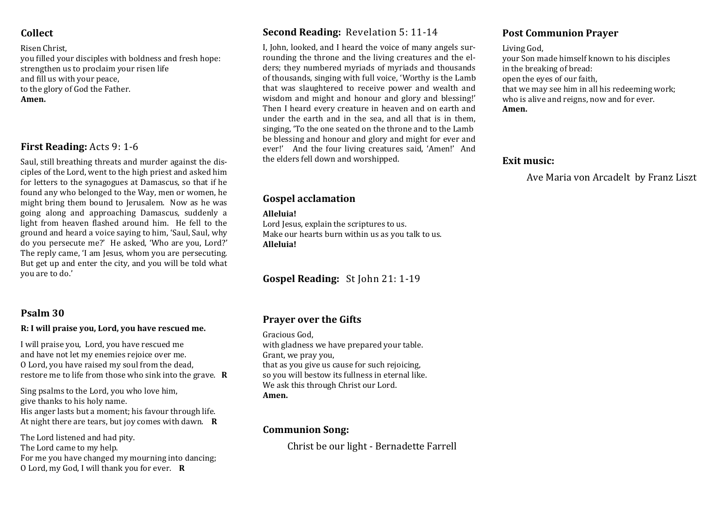## Collect

Risen Christ,
you filled your disciples with boldness and fresh hope:
strengthen us to proclaim your risen life
and fill us with your peace,
to the glory of God the Father.
**Amen.**

## First Reading: Acts 9: 1-6

Saul, still breathing threats and murder against the disciples of the Lord, went to the high priest and asked him for letters to the synagogues at Damascus, so that if he found any who belonged to the Way, men or women, he might bring them bound to Jerusalem. Now as he was going along and approaching Damascus, suddenly a light from heaven flashed around him. He fell to the ground and heard a voice saying to him, 'Saul, Saul, why do you persecute me?' He asked, 'Who are you, Lord?' The reply came, 'I am Jesus, whom you are persecuting. But get up and enter the city, and you will be told what you are to do.'

## Psalm 30

**R: I will praise you, Lord, you have rescued me.**

I will praise you, Lord, you have rescued me
and have not let my enemies rejoice over me.
O Lord, you have raised my soul from the dead,
restore me to life from those who sink into the grave. **R**

Sing psalms to the Lord, you who love him,
give thanks to his holy name.
His anger lasts but a moment; his favour through life.
At night there are tears, but joy comes with dawn. **R**

The Lord listened and had pity.
The Lord came to my help.
For me you have changed my mourning into dancing;
O Lord, my God, I will thank you for ever. **R**

## Second Reading: Revelation 5: 11-14

I, John, looked, and I heard the voice of many angels surrounding the throne and the living creatures and the elders; they numbered myriads of myriads and thousands of thousands, singing with full voice, 'Worthy is the Lamb that was slaughtered to receive power and wealth and wisdom and might and honour and glory and blessing!' Then I heard every creature in heaven and on earth and under the earth and in the sea, and all that is in them, singing, 'To the one seated on the throne and to the Lamb be blessing and honour and glory and might for ever and ever!' And the four living creatures said, 'Amen!' And the elders fell down and worshipped.

## Gospel acclamation

**Alleluia!**
Lord Jesus, explain the scriptures to us.
Make our hearts burn within us as you talk to us.
**Alleluia!**

## Gospel Reading: St John 21: 1-19

## Prayer over the Gifts

Gracious God,
with gladness we have prepared your table.
Grant, we pray you,
that as you give us cause for such rejoicing,
so you will bestow its fullness in eternal like.
We ask this through Christ our Lord.
**Amen.**

## Communion Song:

Christ be our light - Bernadette Farrell

## Post Communion Prayer

Living God,
your Son made himself known to his disciples
in the breaking of bread:
open the eyes of our faith,
that we may see him in all his redeeming work;
who is alive and reigns, now and for ever.
**Amen.**

## Exit music:

Ave Maria von Arcadelt by Franz Liszt